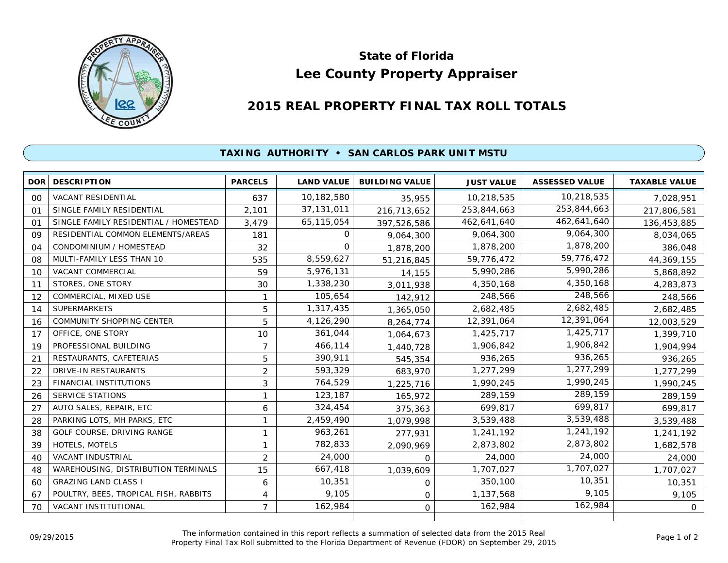# State of Florida
# Lee County Property Appraiser

## 2015 REAL PROPERTY FINAL TAX ROLL TOTALS

### TAXING AUTHORITY • SAN CARLOS PARK UNIT MSTU

| DOR | DESCRIPTION | PARCELS | LAND VALUE | BUILDING VALUE | JUST VALUE | ASSESSED VALUE | TAXABLE VALUE |
|---|---|---|---|---|---|---|---|
| 00 | VACANT RESIDENTIAL | 637 | 10,182,580 | 35,955 | 10,218,535 | 10,218,535 | 7,028,951 |
| 01 | SINGLE FAMILY RESIDENTIAL | 2,101 | 37,131,011 | 216,713,652 | 253,844,663 | 253,844,663 | 217,806,581 |
| 01 | SINGLE FAMILY RESIDENTIAL / HOMESTEAD | 3,479 | 65,115,054 | 397,526,586 | 462,641,640 | 462,641,640 | 136,453,885 |
| 09 | RESIDENTIAL COMMON ELEMENTS/AREAS | 181 | 0 | 9,064,300 | 9,064,300 | 9,064,300 | 8,034,065 |
| 04 | CONDOMINIUM / HOMESTEAD | 32 | 0 | 1,878,200 | 1,878,200 | 1,878,200 | 386,048 |
| 08 | MULTI-FAMILY LESS THAN 10 | 535 | 8,559,627 | 51,216,845 | 59,776,472 | 59,776,472 | 44,369,155 |
| 10 | VACANT COMMERCIAL | 59 | 5,976,131 | 14,155 | 5,990,286 | 5,990,286 | 5,868,892 |
| 11 | STORES, ONE STORY | 30 | 1,338,230 | 3,011,938 | 4,350,168 | 4,350,168 | 4,283,873 |
| 12 | COMMERCIAL, MIXED USE | 1 | 105,654 | 142,912 | 248,566 | 248,566 | 248,566 |
| 14 | SUPERMARKETS | 5 | 1,317,435 | 1,365,050 | 2,682,485 | 2,682,485 | 2,682,485 |
| 16 | COMMUNITY SHOPPING CENTER | 5 | 4,126,290 | 8,264,774 | 12,391,064 | 12,391,064 | 12,003,529 |
| 17 | OFFICE, ONE STORY | 10 | 361,044 | 1,064,673 | 1,425,717 | 1,425,717 | 1,399,710 |
| 19 | PROFESSIONAL BUILDING | 7 | 466,114 | 1,440,728 | 1,906,842 | 1,906,842 | 1,904,994 |
| 21 | RESTAURANTS, CAFETERIAS | 5 | 390,911 | 545,354 | 936,265 | 936,265 | 936,265 |
| 22 | DRIVE-IN RESTAURANTS | 2 | 593,329 | 683,970 | 1,277,299 | 1,277,299 | 1,277,299 |
| 23 | FINANCIAL INSTITUTIONS | 3 | 764,529 | 1,225,716 | 1,990,245 | 1,990,245 | 1,990,245 |
| 26 | SERVICE STATIONS | 1 | 123,187 | 165,972 | 289,159 | 289,159 | 289,159 |
| 27 | AUTO SALES, REPAIR, ETC | 6 | 324,454 | 375,363 | 699,817 | 699,817 | 699,817 |
| 28 | PARKING LOTS, MH PARKS, ETC | 1 | 2,459,490 | 1,079,998 | 3,539,488 | 3,539,488 | 3,539,488 |
| 38 | GOLF COURSE, DRIVING RANGE | 1 | 963,261 | 277,931 | 1,241,192 | 1,241,192 | 1,241,192 |
| 39 | HOTELS, MOTELS | 1 | 782,833 | 2,090,969 | 2,873,802 | 2,873,802 | 1,682,578 |
| 40 | VACANT INDUSTRIAL | 2 | 24,000 | 0 | 24,000 | 24,000 | 24,000 |
| 48 | WAREHOUSING, DISTRIBUTION TERMINALS | 15 | 667,418 | 1,039,609 | 1,707,027 | 1,707,027 | 1,707,027 |
| 60 | GRAZING LAND CLASS I | 6 | 10,351 | 0 | 350,100 | 10,351 | 10,351 |
| 67 | POULTRY, BEES, TROPICAL FISH, RABBITS | 4 | 9,105 | 0 | 1,137,568 | 9,105 | 9,105 |
| 70 | VACANT INSTITUTIONAL | 7 | 162,984 | 0 | 162,984 | 162,984 | 0 |

09/29/2015

The information contained in this report reflects a summation of selected data from the 2015 Real Property Final Tax Roll submitted to the Florida Department of Revenue (FDOR) on September 29, 2015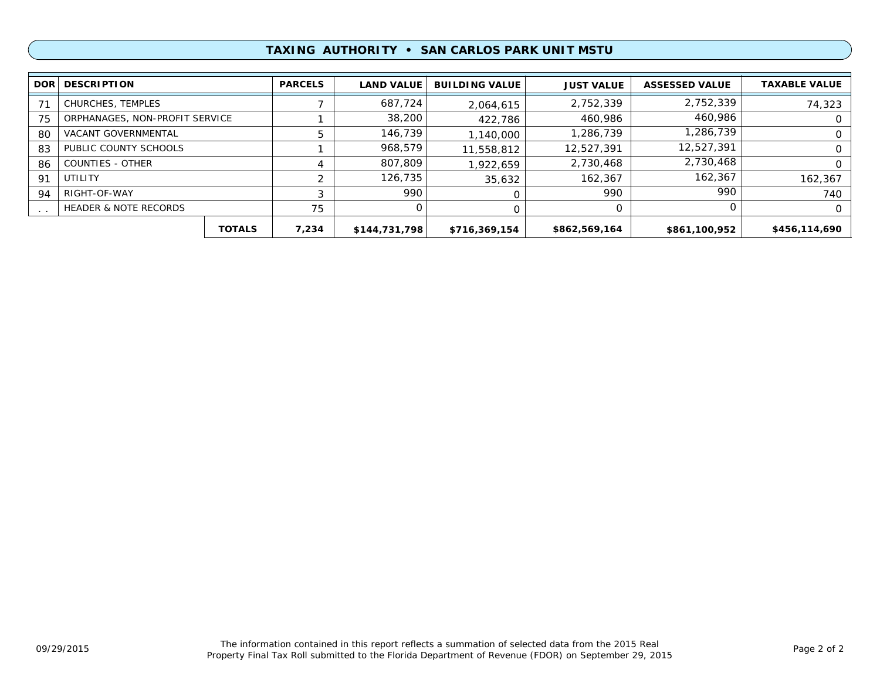## TAXING AUTHORITY • SAN CARLOS PARK UNIT MSTU

| DOR | DESCRIPTION | PARCELS | LAND VALUE | BUILDING VALUE | JUST VALUE | ASSESSED VALUE | TAXABLE VALUE |
|---|---|---|---|---|---|---|---|
| 71 | CHURCHES, TEMPLES | 7 | 687,724 | 2,064,615 | 2,752,339 | 2,752,339 | 74,323 |
| 75 | ORPHANAGES, NON-PROFIT SERVICE | 1 | 38,200 | 422,786 | 460,986 | 460,986 | 0 |
| 80 | VACANT GOVERNMENTAL | 5 | 146,739 | 1,140,000 | 1,286,739 | 1,286,739 | 0 |
| 83 | PUBLIC COUNTY SCHOOLS | 1 | 968,579 | 11,558,812 | 12,527,391 | 12,527,391 | 0 |
| 86 | COUNTIES - OTHER | 4 | 807,809 | 1,922,659 | 2,730,468 | 2,730,468 | 0 |
| 91 | UTILITY | 2 | 126,735 | 35,632 | 162,367 | 162,367 | 162,367 |
| 94 | RIGHT-OF-WAY | 3 | 990 | 0 | 990 | 990 | 740 |
| . . | HEADER & NOTE RECORDS | 75 | 0 | 0 | 0 | 0 | 0 |
| | **TOTALS** | **7,234** | **$144,731,798** | **$716,369,154** | **$862,569,164** | **$861,100,952** | **$456,114,690** |

09/29/2015

The information contained in this report reflects a summation of selected data from the 2015 Real Property Final Tax Roll submitted to the Florida Department of Revenue (FDOR) on September 29, 2015